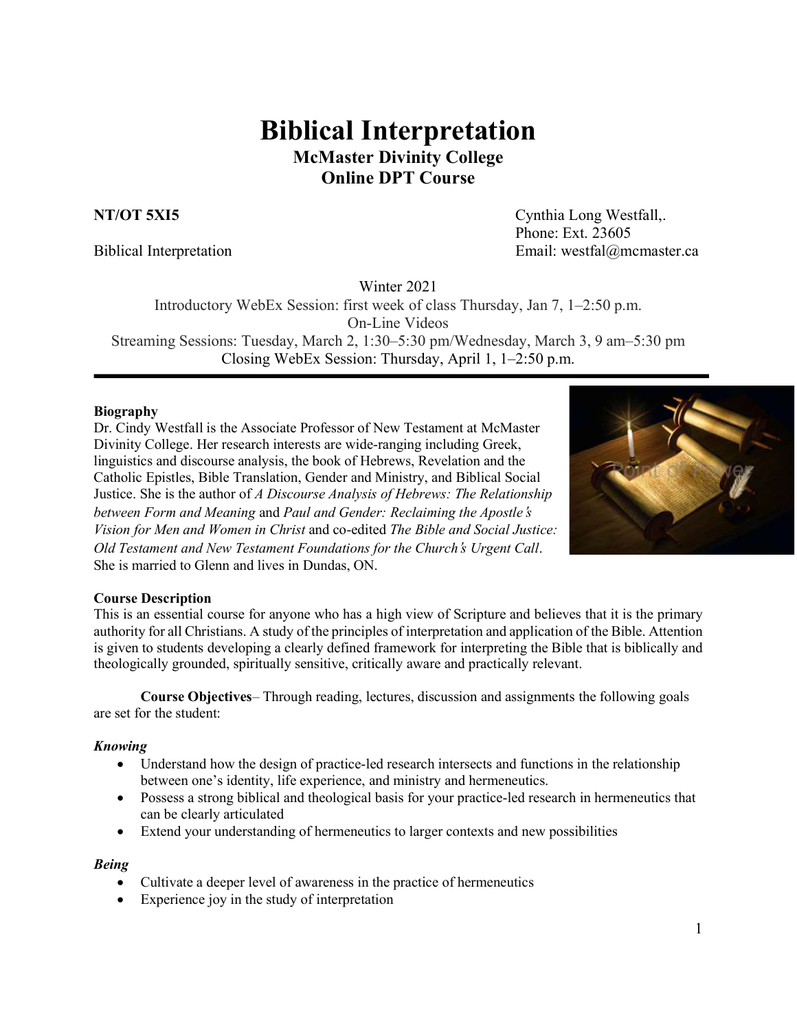# Biblical Interpretation

## McMaster Divinity College
## Online DPT Course

**NT/OT 5XI5**

Biblical Interpretation

Cynthia Long Westfall,.
Phone: Ext. 23605
Email: westfal@mcmaster.ca

Winter 2021
Introductory WebEx Session: first week of class Thursday, Jan 7, 1–2:50 p.m.
On-Line Videos
Streaming Sessions: Tuesday, March 2, 1:30–5:30 pm/Wednesday, March 3, 9 am–5:30 pm
Closing WebEx Session: Thursday, April 1, 1–2:50 p.m.

---

**Biography**

Dr. Cindy Westfall is the Associate Professor of New Testament at McMaster Divinity College. Her research interests are wide-ranging including Greek, linguistics and discourse analysis, the book of Hebrews, Revelation and the Catholic Epistles, Bible Translation, Gender and Ministry, and Biblical Social Justice. She is the author of *A Discourse Analysis of Hebrews: The Relationship between Form and Meaning* and *Paul and Gender: Reclaiming the Apostle's Vision for Men and Women in Christ* and co-edited *The Bible and Social Justice: Old Testament and New Testament Foundations for the Church's Urgent Call*. She is married to Glenn and lives in Dundas, ON.

**Course Description**

This is an essential course for anyone who has a high view of Scripture and believes that it is the primary authority for all Christians. A study of the principles of interpretation and application of the Bible. Attention is given to students developing a clearly defined framework for interpreting the Bible that is biblically and theologically grounded, spiritually sensitive, critically aware and practically relevant.

**Course Objectives**– Through reading, lectures, discussion and assignments the following goals are set for the student:

***Knowing***

- Understand how the design of practice-led research intersects and functions in the relationship between one's identity, life experience, and ministry and hermeneutics.
- Possess a strong biblical and theological basis for your practice-led research in hermeneutics that can be clearly articulated
- Extend your understanding of hermeneutics to larger contexts and new possibilities

***Being***

- Cultivate a deeper level of awareness in the practice of hermeneutics
- Experience joy in the study of interpretation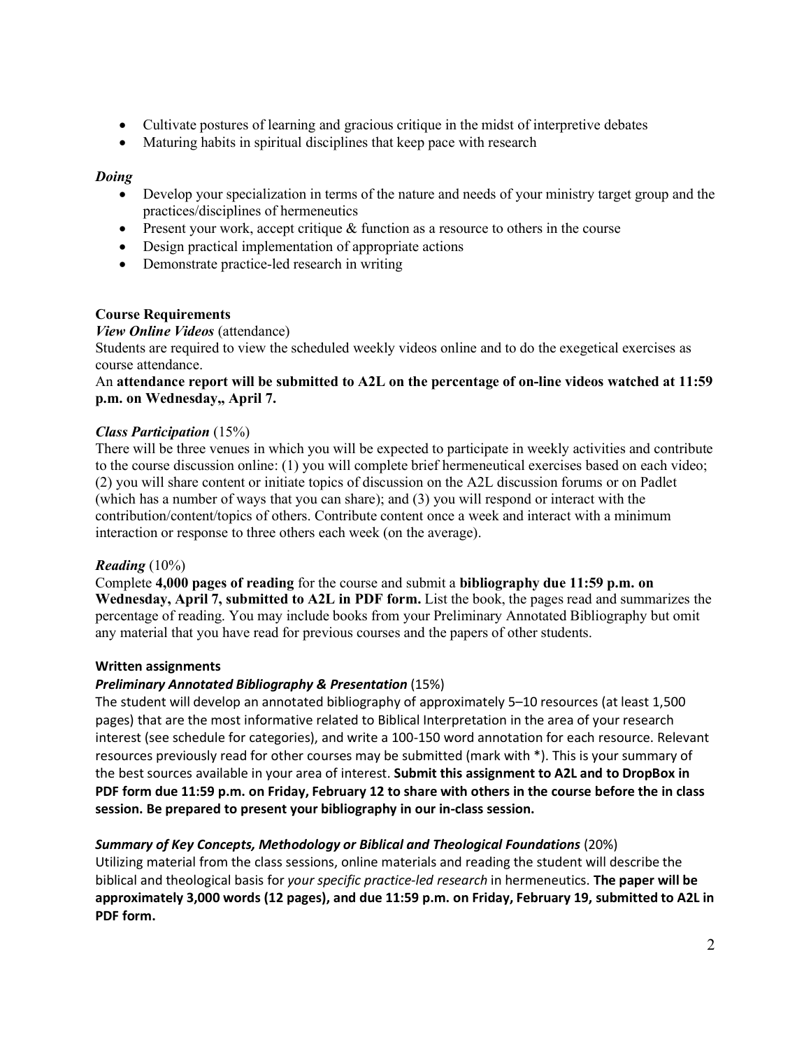- Cultivate postures of learning and gracious critique in the midst of interpretive debates
- Maturing habits in spiritual disciplines that keep pace with research

*Doing*

- Develop your specialization in terms of the nature and needs of your ministry target group and the practices/disciplines of hermeneutics
- Present your work, accept critique & function as a resource to others in the course
- Design practical implementation of appropriate actions
- Demonstrate practice-led research in writing

**Course Requirements**

***View Online Videos*** (attendance)

Students are required to view the scheduled weekly videos online and to do the exegetical exercises as course attendance.

An **attendance report will be submitted to A2L on the percentage of on-line videos watched at 11:59 p.m. on Wednesday,, April 7.**

***Class Participation*** (15%)

There will be three venues in which you will be expected to participate in weekly activities and contribute to the course discussion online: (1) you will complete brief hermeneutical exercises based on each video; (2) you will share content or initiate topics of discussion on the A2L discussion forums or on Padlet (which has a number of ways that you can share); and (3) you will respond or interact with the contribution/content/topics of others. Contribute content once a week and interact with a minimum interaction or response to three others each week (on the average).

***Reading*** (10%)

Complete **4,000 pages of reading** for the course and submit a **bibliography due 11:59 p.m. on Wednesday, April 7, submitted to A2L in PDF form.** List the book, the pages read and summarizes the percentage of reading. You may include books from your Preliminary Annotated Bibliography but omit any material that you have read for previous courses and the papers of other students.

**Written assignments**

***Preliminary Annotated Bibliography & Presentation*** (15%)

The student will develop an annotated bibliography of approximately 5–10 resources (at least 1,500 pages) that are the most informative related to Biblical Interpretation in the area of your research interest (see schedule for categories), and write a 100-150 word annotation for each resource. Relevant resources previously read for other courses may be submitted (mark with *). This is your summary of the best sources available in your area of interest. **Submit this assignment to A2L and to DropBox in PDF form due 11:59 p.m. on Friday, February 12 to share with others in the course before the in class session. Be prepared to present your bibliography in our in-class session.**

***Summary of Key Concepts, Methodology or Biblical and Theological Foundations*** (20%)

Utilizing material from the class sessions, online materials and reading the student will describe the biblical and theological basis for *your specific practice-led research* in hermeneutics. **The paper will be approximately 3,000 words (12 pages), and due 11:59 p.m. on Friday, February 19, submitted to A2L in PDF form.**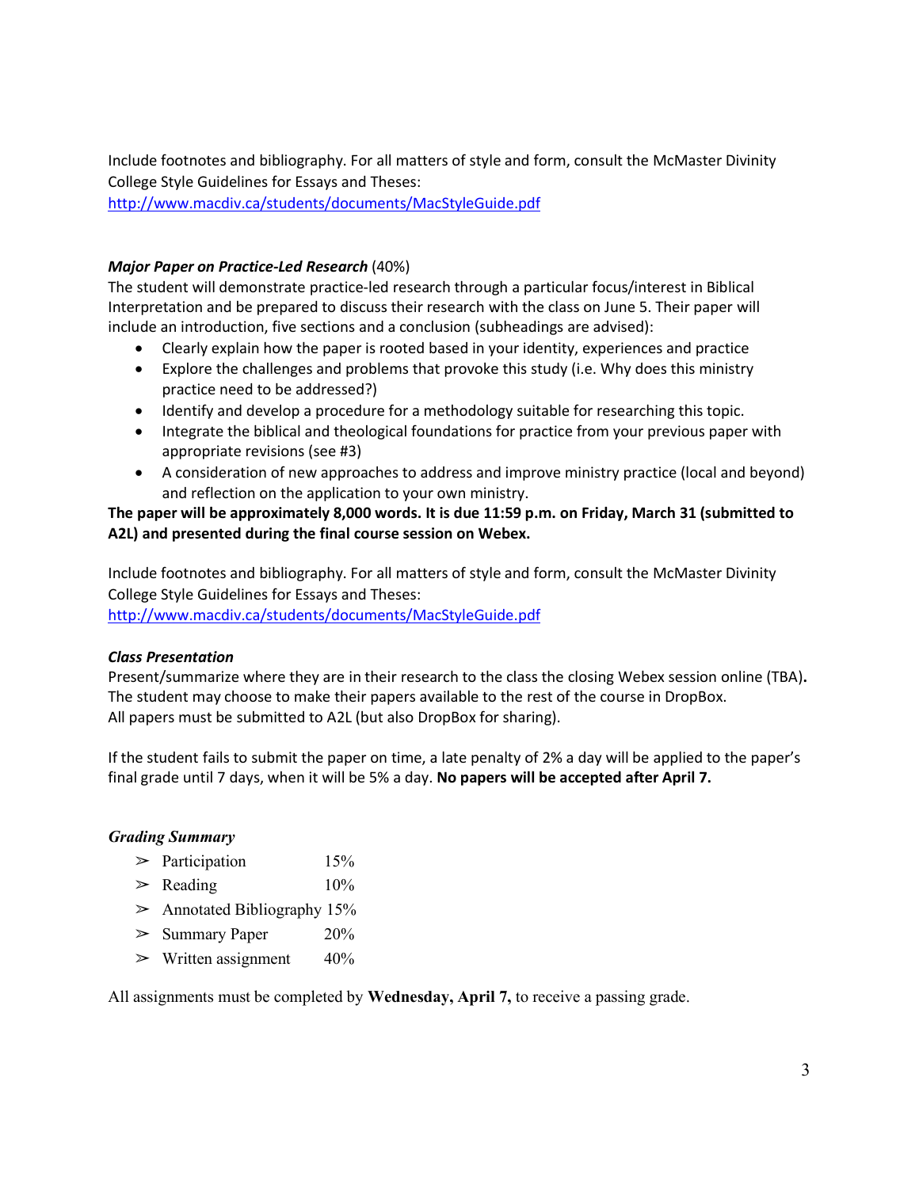Include footnotes and bibliography. For all matters of style and form, consult the McMaster Divinity College Style Guidelines for Essays and Theses:
http://www.macdiv.ca/students/documents/MacStyleGuide.pdf

***Major Paper on Practice-Led Research*** (40%)
The student will demonstrate practice-led research through a particular focus/interest in Biblical Interpretation and be prepared to discuss their research with the class on June 5. Their paper will include an introduction, five sections and a conclusion (subheadings are advised):

- Clearly explain how the paper is rooted based in your identity, experiences and practice
- Explore the challenges and problems that provoke this study (i.e. Why does this ministry practice need to be addressed?)
- Identify and develop a procedure for a methodology suitable for researching this topic.
- Integrate the biblical and theological foundations for practice from your previous paper with appropriate revisions (see #3)
- A consideration of new approaches to address and improve ministry practice (local and beyond) and reflection on the application to your own ministry.

**The paper will be approximately 8,000 words. It is due 11:59 p.m. on Friday, March 31 (submitted to A2L) and presented during the final course session on Webex.**

Include footnotes and bibliography. For all matters of style and form, consult the McMaster Divinity College Style Guidelines for Essays and Theses:
http://www.macdiv.ca/students/documents/MacStyleGuide.pdf

***Class Presentation***
Present/summarize where they are in their research to the class the closing Webex session online (TBA)**.**
The student may choose to make their papers available to the rest of the course in DropBox.
All papers must be submitted to A2L (but also DropBox for sharing).

If the student fails to submit the paper on time, a late penalty of 2% a day will be applied to the paper's final grade until 7 days, when it will be 5% a day. **No papers will be accepted after April 7.**

***Grading Summary***

- ➢ Participation 15%
- ➢ Reading 10%
- ➢ Annotated Bibliography 15%
- ➢ Summary Paper 20%
- ➢ Written assignment 40%

All assignments must be completed by **Wednesday, April 7,** to receive a passing grade.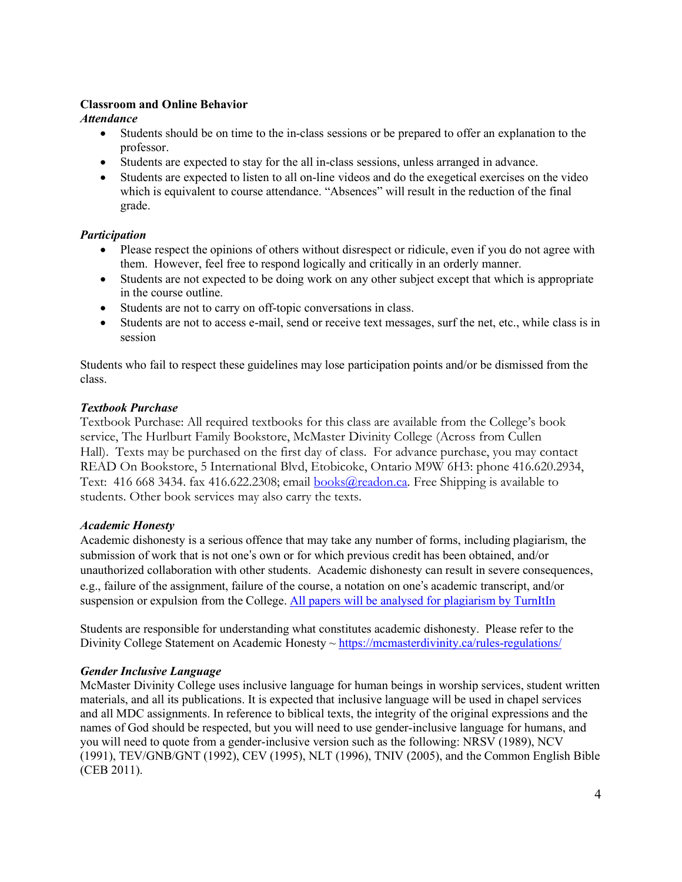**Classroom and Online Behavior**

***Attendance***

- Students should be on time to the in-class sessions or be prepared to offer an explanation to the professor.
- Students are expected to stay for the all in-class sessions, unless arranged in advance.
- Students are expected to listen to all on-line videos and do the exegetical exercises on the video which is equivalent to course attendance. "Absences" will result in the reduction of the final grade.

***Participation***

- Please respect the opinions of others without disrespect or ridicule, even if you do not agree with them. However, feel free to respond logically and critically in an orderly manner.
- Students are not expected to be doing work on any other subject except that which is appropriate in the course outline.
- Students are not to carry on off-topic conversations in class.
- Students are not to access e-mail, send or receive text messages, surf the net, etc., while class is in session

Students who fail to respect these guidelines may lose participation points and/or be dismissed from the class.

***Textbook Purchase***

Textbook Purchase: All required textbooks for this class are available from the College's book service, The Hurlburt Family Bookstore, McMaster Divinity College (Across from Cullen Hall). Texts may be purchased on the first day of class. For advance purchase, you may contact READ On Bookstore, 5 International Blvd, Etobicoke, Ontario M9W 6H3: phone 416.620.2934, Text: 416 668 3434. fax 416.622.2308; email [books@readon.ca](mailto:books@readon.ca). Free Shipping is available to students. Other book services may also carry the texts.

***Academic Honesty***

Academic dishonesty is a serious offence that may take any number of forms, including plagiarism, the submission of work that is not one's own or for which previous credit has been obtained, and/or unauthorized collaboration with other students. Academic dishonesty can result in severe consequences, e.g., failure of the assignment, failure of the course, a notation on one's academic transcript, and/or suspension or expulsion from the College. All papers will be analysed for plagiarism by TurnItIn

Students are responsible for understanding what constitutes academic dishonesty. Please refer to the Divinity College Statement on Academic Honesty ~ https://mcmasterdivinity.ca/rules-regulations/

***Gender Inclusive Language***

McMaster Divinity College uses inclusive language for human beings in worship services, student written materials, and all its publications. It is expected that inclusive language will be used in chapel services and all MDC assignments. In reference to biblical texts, the integrity of the original expressions and the names of God should be respected, but you will need to use gender-inclusive language for humans, and you will need to quote from a gender-inclusive version such as the following: NRSV (1989), NCV (1991), TEV/GNB/GNT (1992), CEV (1995), NLT (1996), TNIV (2005), and the Common English Bible (CEB 2011).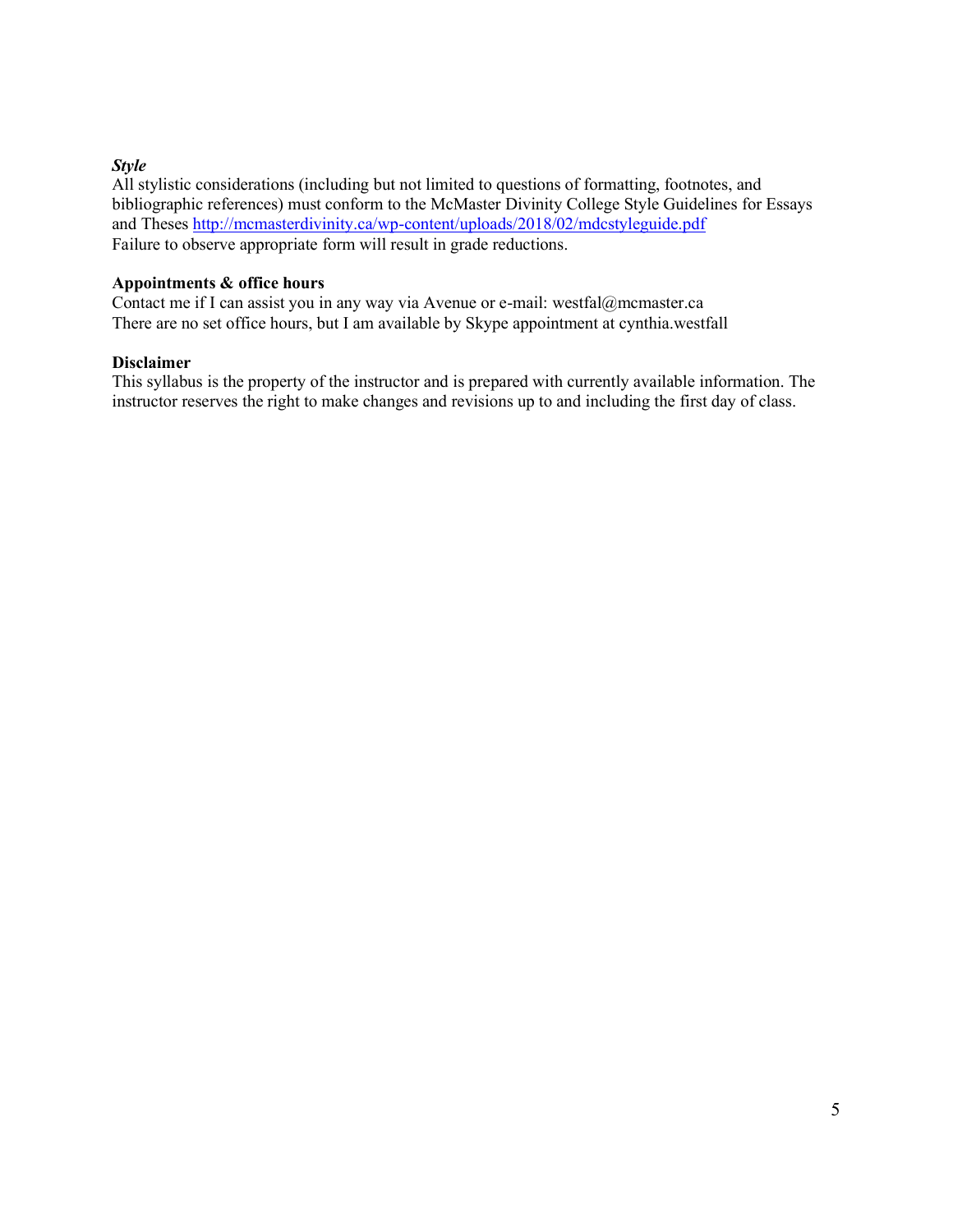***Style***

All stylistic considerations (including but not limited to questions of formatting, footnotes, and bibliographic references) must conform to the McMaster Divinity College Style Guidelines for Essays and Theses http://mcmasterdivinity.ca/wp-content/uploads/2018/02/mdcstyleguide.pdf
Failure to observe appropriate form will result in grade reductions.

**Appointments & office hours**

Contact me if I can assist you in any way via Avenue or e-mail: westfal@mcmaster.ca
There are no set office hours, but I am available by Skype appointment at cynthia.westfall

**Disclaimer**

This syllabus is the property of the instructor and is prepared with currently available information. The instructor reserves the right to make changes and revisions up to and including the first day of class.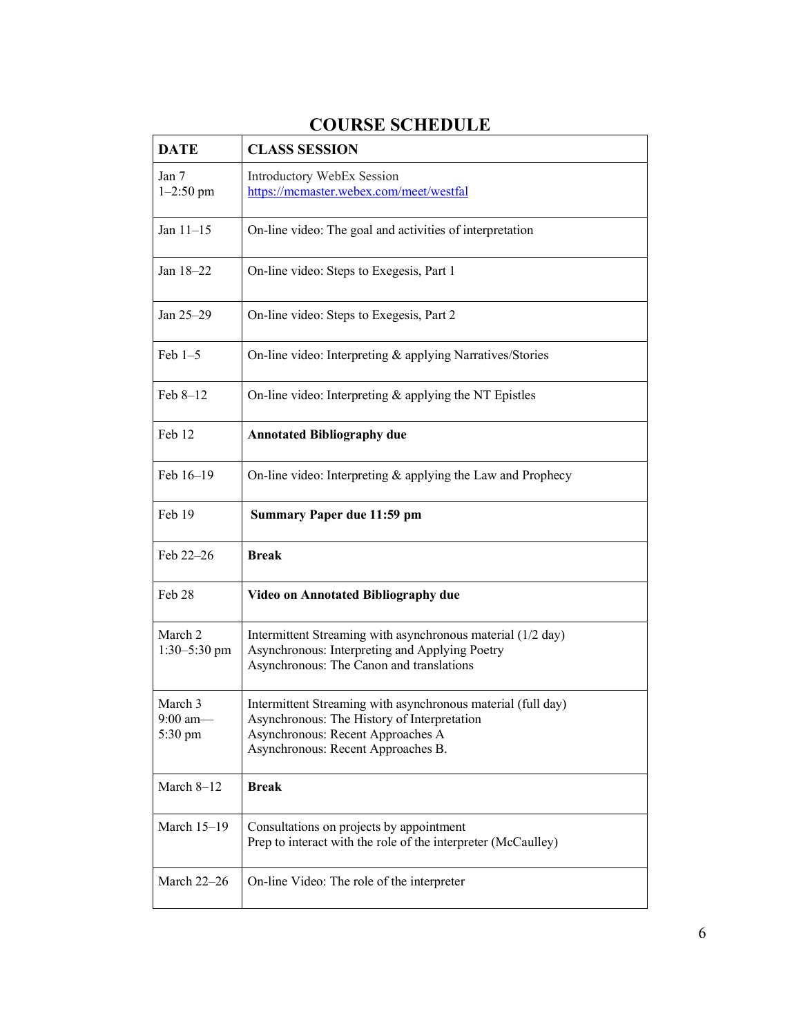## COURSE SCHEDULE

| DATE | CLASS SESSION |
|---|---|
| Jan 7<br>1–2:50 pm | Introductory WebEx Session<br>https://mcmaster.webex.com/meet/westfal |
| Jan 11–15 | On-line video: The goal and activities of interpretation |
| Jan 18–22 | On-line video: Steps to Exegesis, Part 1 |
| Jan 25–29 | On-line video: Steps to Exegesis, Part 2 |
| Feb 1–5 | On-line video: Interpreting & applying Narratives/Stories |
| Feb 8–12 | On-line video: Interpreting & applying the NT Epistles |
| Feb 12 | **Annotated Bibliography due** |
| Feb 16–19 | On-line video: Interpreting & applying the Law and Prophecy |
| Feb 19 | **Summary Paper due 11:59 pm** |
| Feb 22–26 | **Break** |
| Feb 28 | **Video on Annotated Bibliography due** |
| March 2<br>1:30–5:30 pm | Intermittent Streaming with asynchronous material (1/2 day)<br>Asynchronous: Interpreting and Applying Poetry<br>Asynchronous: The Canon and translations |
| March 3<br>9:00 am—<br>5:30 pm | Intermittent Streaming with asynchronous material (full day)<br>Asynchronous: The History of Interpretation<br>Asynchronous: Recent Approaches A<br>Asynchronous: Recent Approaches B. |
| March 8–12 | **Break** |
| March 15–19 | Consultations on projects by appointment<br>Prep to interact with the role of the interpreter (McCaulley) |
| March 22–26 | On-line Video: The role of the interpreter |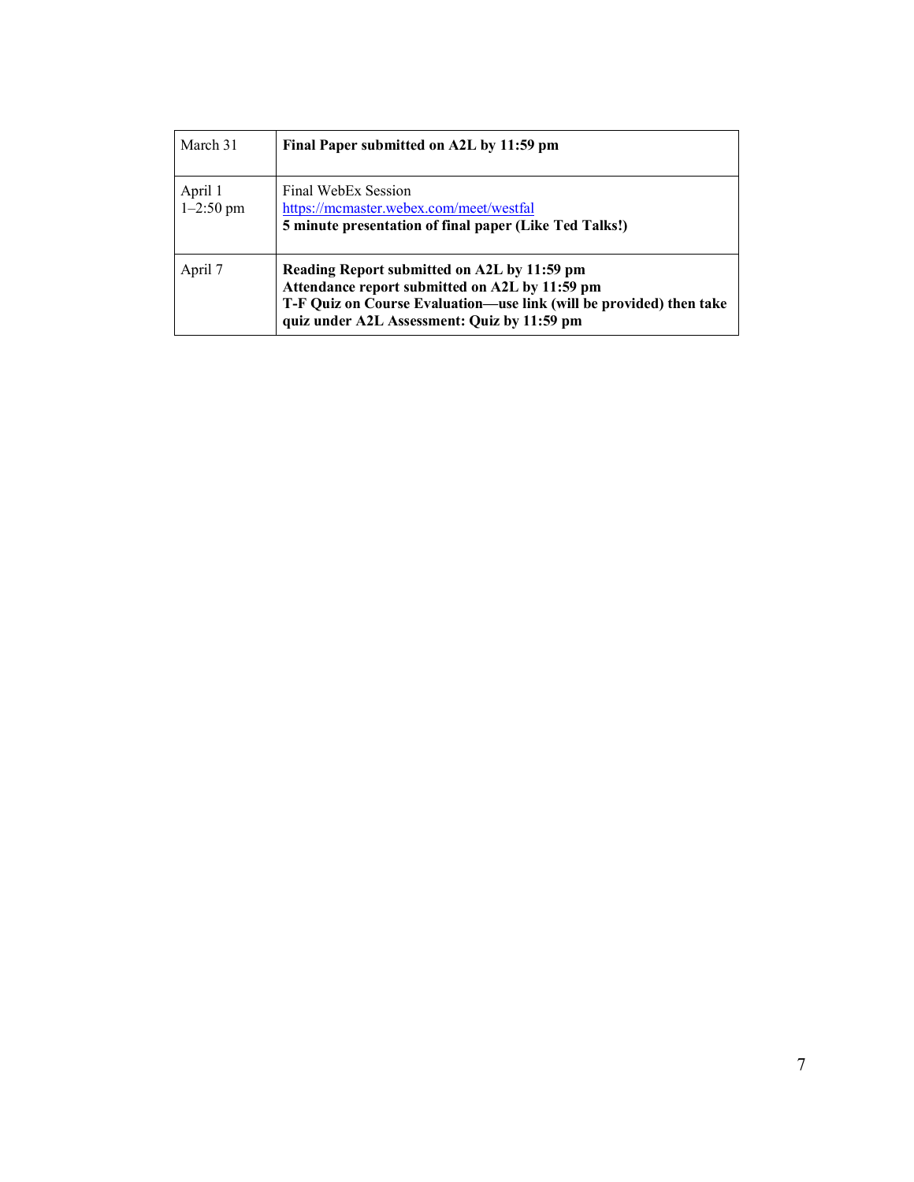| | |
|---|---|
| March 31 | **Final Paper submitted on A2L by 11:59 pm** |
| April 1<br>1–2:50 pm | Final WebEx Session<br>https://mcmaster.webex.com/meet/westfal<br>**5 minute presentation of final paper (Like Ted Talks!)** |
| April 7 | **Reading Report submitted on A2L by 11:59 pm**<br>**Attendance report submitted on A2L by 11:59 pm**<br>**T-F Quiz on Course Evaluation—use link (will be provided) then take quiz under A2L Assessment: Quiz by 11:59 pm** |